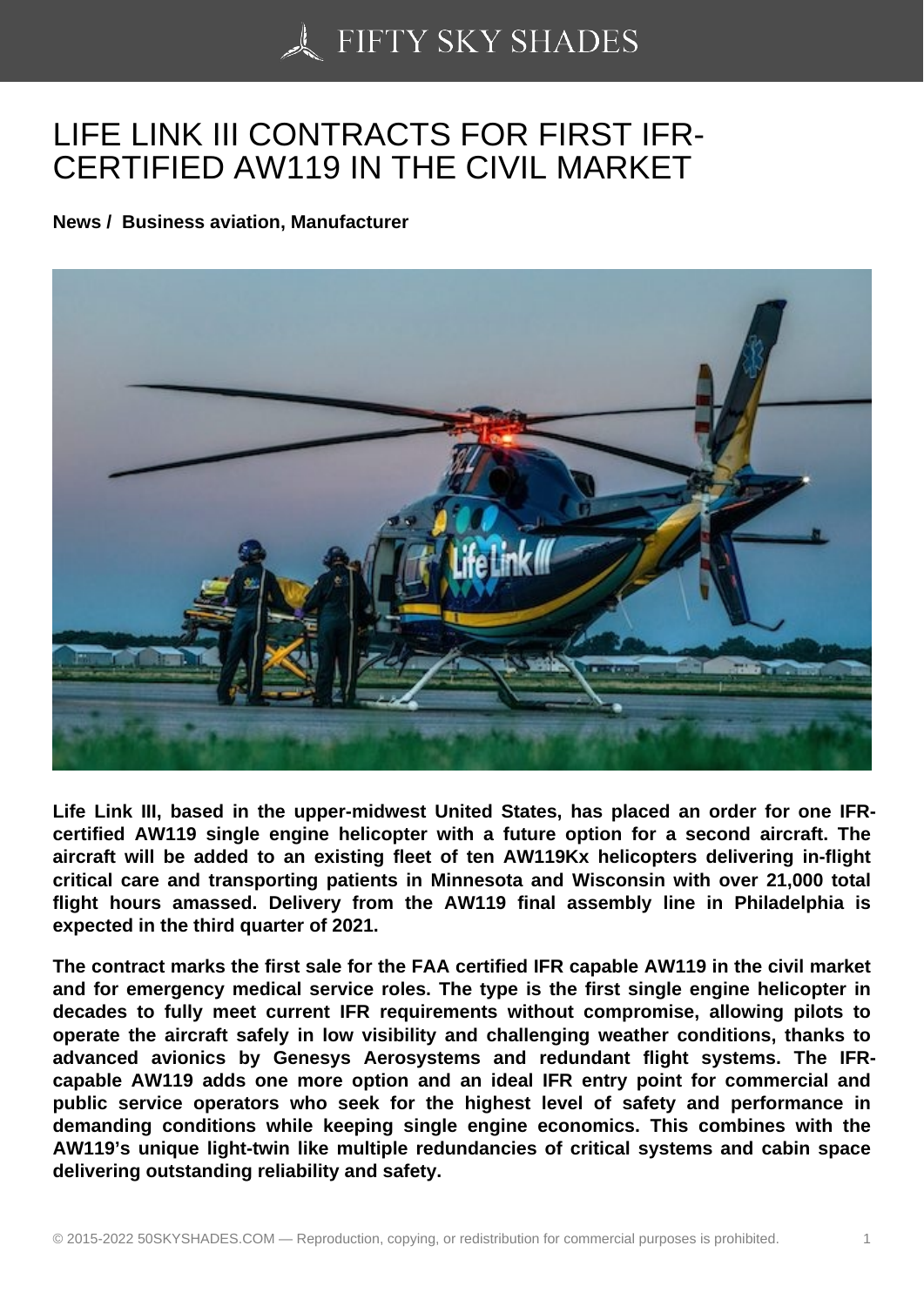# LIFE LINK III CONTRACTS FOR FIRST IFR-CERTIFIED AW119 IN THE CIVIL MARKET

**News / Business aviation, Manufacturer**

**Life Link III, based in the upper-midwest United States, has placed an order for one IFR-certified AW119 single engine helicopter with a future option for a second aircraft. The aircraft will be added to an existing fleet of ten AW119Kx helicopters delivering in-flight critical care and transporting patients in Minnesota and Wisconsin with over 21,000 total flight hours amassed. Delivery from the AW119 final assembly line in Philadelphia is expected in the third quarter of 2021.**

**The contract marks the first sale for the FAA certified IFR capable AW119 in the civil market and for emergency medical service roles. The type is the first single engine helicopter in decades to fully meet current IFR requirements without compromise, allowing pilots to operate the aircraft safely in low visibility and challenging weather conditions, thanks to advanced avionics by Genesys Aerosystems and redundant flight systems. The IFR-capable AW119 adds one more option and an ideal IFR entry point for commercial and public service operators who seek for the highest level of safety and performance in demanding conditions while keeping single engine economics. This combines with the AW119's unique light-twin like multiple redundancies of critical systems and cabin space delivering outstanding reliability and safety.**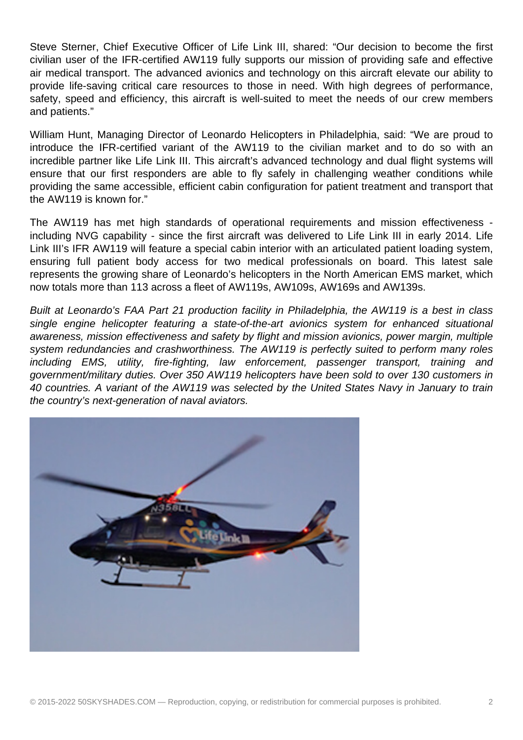Steve Sterner, Chief Executive Officer of Life Link III, shared: “Our decision to become the first civilian user of the IFR-certified AW119 fully supports our mission of providing safe and effective air medical transport. The advanced avionics and technology on this aircraft elevate our ability to provide life-saving critical care resources to those in need. With high degrees of performance, safety, speed and efficiency, this aircraft is well-suited to meet the needs of our crew members and patients.”

William Hunt, Managing Director of Leonardo Helicopters in Philadelphia, said: “We are proud to introduce the IFR-certified variant of the AW119 to the civilian market and to do so with an incredible partner like Life Link III. This aircraft’s advanced technology and dual flight systems will ensure that our first responders are able to fly safely in challenging weather conditions while providing the same accessible, efficient cabin configuration for patient treatment and transport that the AW119 is known for.”

The AW119 has met high standards of operational requirements and mission effectiveness - including NVG capability - since the first aircraft was delivered to Life Link III in early 2014. Life Link III’s IFR AW119 will feature a special cabin interior with an articulated patient loading system, ensuring full patient body access for two medical professionals on board. This latest sale represents the growing share of Leonardo’s helicopters in the North American EMS market, which now totals more than 113 across a fleet of AW119s, AW109s, AW169s and AW139s.

*Built at Leonardo’s FAA Part 21 production facility in Philadelphia, the AW119 is a best in class single engine helicopter featuring a state-of-the-art avionics system for enhanced situational awareness, mission effectiveness and safety by flight and mission avionics, power margin, multiple system redundancies and crashworthiness. The AW119 is perfectly suited to perform many roles including EMS, utility, fire-fighting, law enforcement, passenger transport, training and government/military duties. Over 350 AW119 helicopters have been sold to over 130 customers in 40 countries. A variant of the AW119 was selected by the United States Navy in January to train the country’s next-generation of naval aviators.*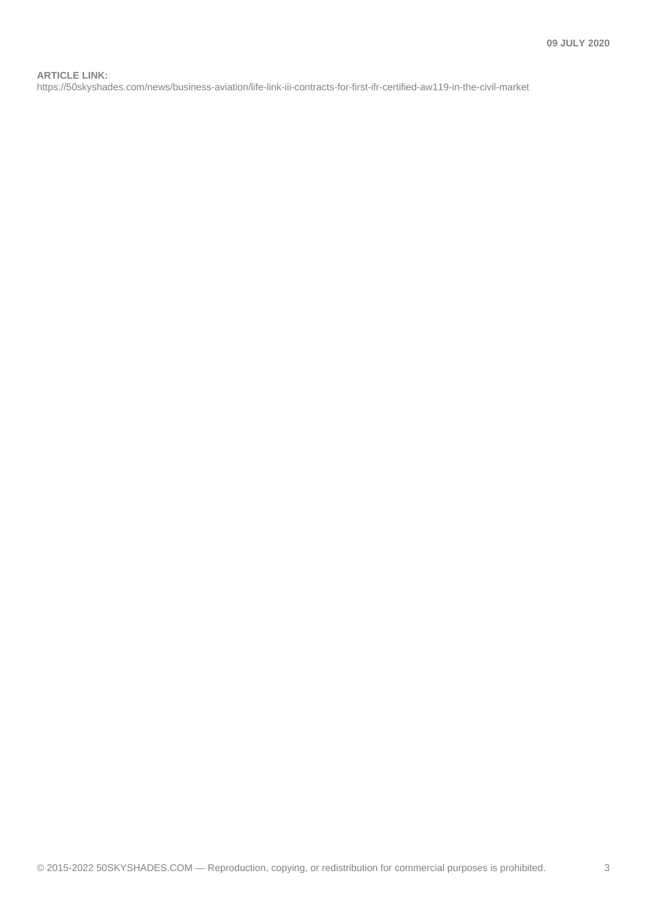**ARTICLE LINK:**
https://50skyshades.com/news/business-aviation/life-link-iii-contracts-for-first-ifr-certified-aw119-in-the-civil-market